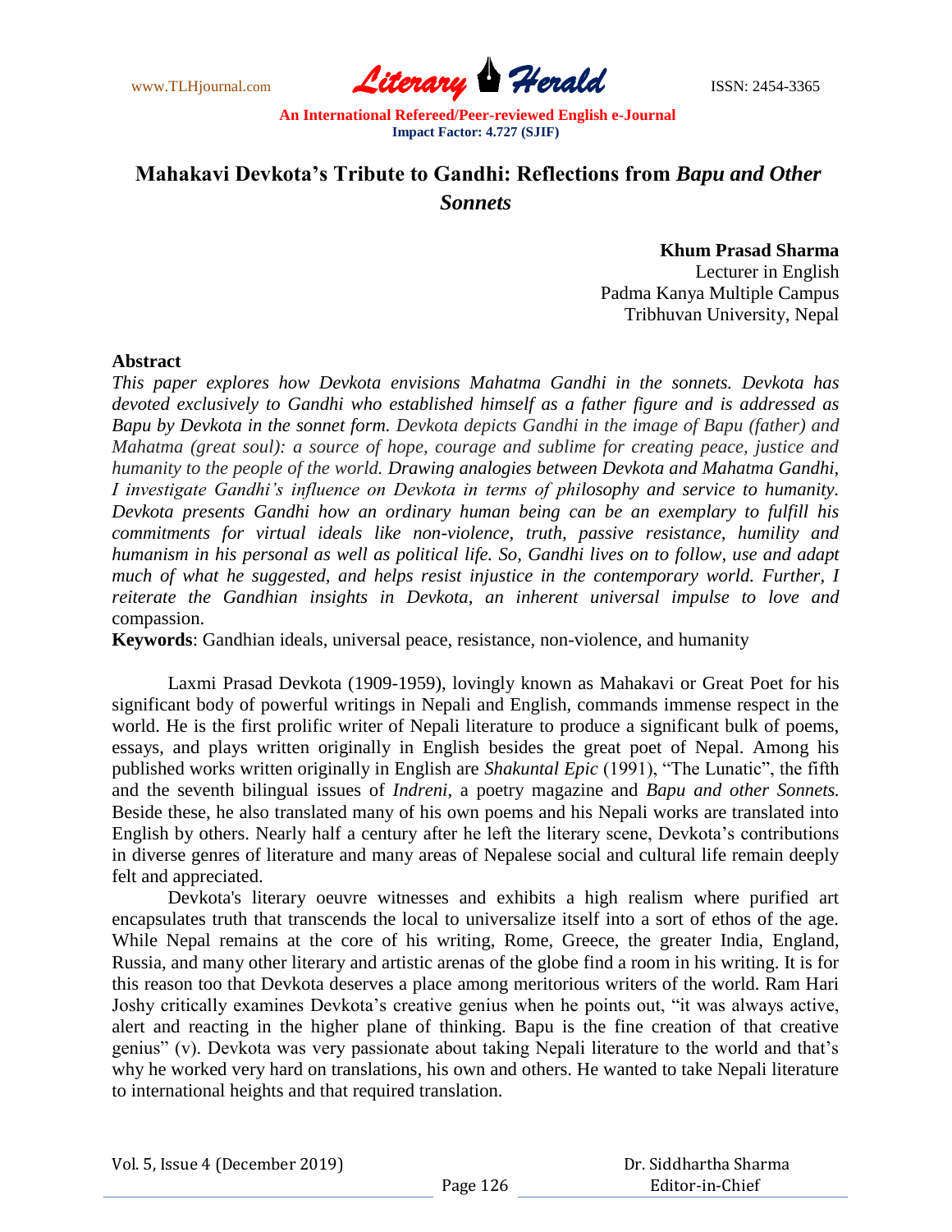# Mahakavi Devkota's Tribute to Gandhi: Reflections from *Bapu and Other Sonnets*

**Khum Prasad Sharma**
Lecturer in English
Padma Kanya Multiple Campus
Tribhuvan University, Nepal

## Abstract

*This paper explores how Devkota envisions Mahatma Gandhi in the sonnets. Devkota has devoted exclusively to Gandhi who established himself as a father figure and is addressed as Bapu by Devkota in the sonnet form. Devkota depicts Gandhi in the image of Bapu (father) and Mahatma (great soul): a source of hope, courage and sublime for creating peace, justice and humanity to the people of the world. Drawing analogies between Devkota and Mahatma Gandhi, I investigate Gandhi's influence on Devkota in terms of philosophy and service to humanity. Devkota presents Gandhi how an ordinary human being can be an exemplary to fulfill his commitments for virtual ideals like non-violence, truth, passive resistance, humility and humanism in his personal as well as political life. So, Gandhi lives on to follow, use and adapt much of what he suggested, and helps resist injustice in the contemporary world. Further, I reiterate the Gandhian insights in Devkota, an inherent universal impulse to love and* compassion.

**Keywords**: Gandhian ideals, universal peace, resistance, non-violence, and humanity

Laxmi Prasad Devkota (1909-1959), lovingly known as Mahakavi or Great Poet for his significant body of powerful writings in Nepali and English, commands immense respect in the world. He is the first prolific writer of Nepali literature to produce a significant bulk of poems, essays, and plays written originally in English besides the great poet of Nepal. Among his published works written originally in English are *Shakuntal Epic* (1991), "The Lunatic", the fifth and the seventh bilingual issues of *Indreni*, a poetry magazine and *Bapu and other Sonnets.* Beside these, he also translated many of his own poems and his Nepali works are translated into English by others. Nearly half a century after he left the literary scene, Devkota's contributions in diverse genres of literature and many areas of Nepalese social and cultural life remain deeply felt and appreciated.

Devkota's literary oeuvre witnesses and exhibits a high realism where purified art encapsulates truth that transcends the local to universalize itself into a sort of ethos of the age. While Nepal remains at the core of his writing, Rome, Greece, the greater India, England, Russia, and many other literary and artistic arenas of the globe find a room in his writing. It is for this reason too that Devkota deserves a place among meritorious writers of the world. Ram Hari Joshy critically examines Devkota's creative genius when he points out, "it was always active, alert and reacting in the higher plane of thinking. Bapu is the fine creation of that creative genius" (v). Devkota was very passionate about taking Nepali literature to the world and that's why he worked very hard on translations, his own and others. He wanted to take Nepali literature to international heights and that required translation.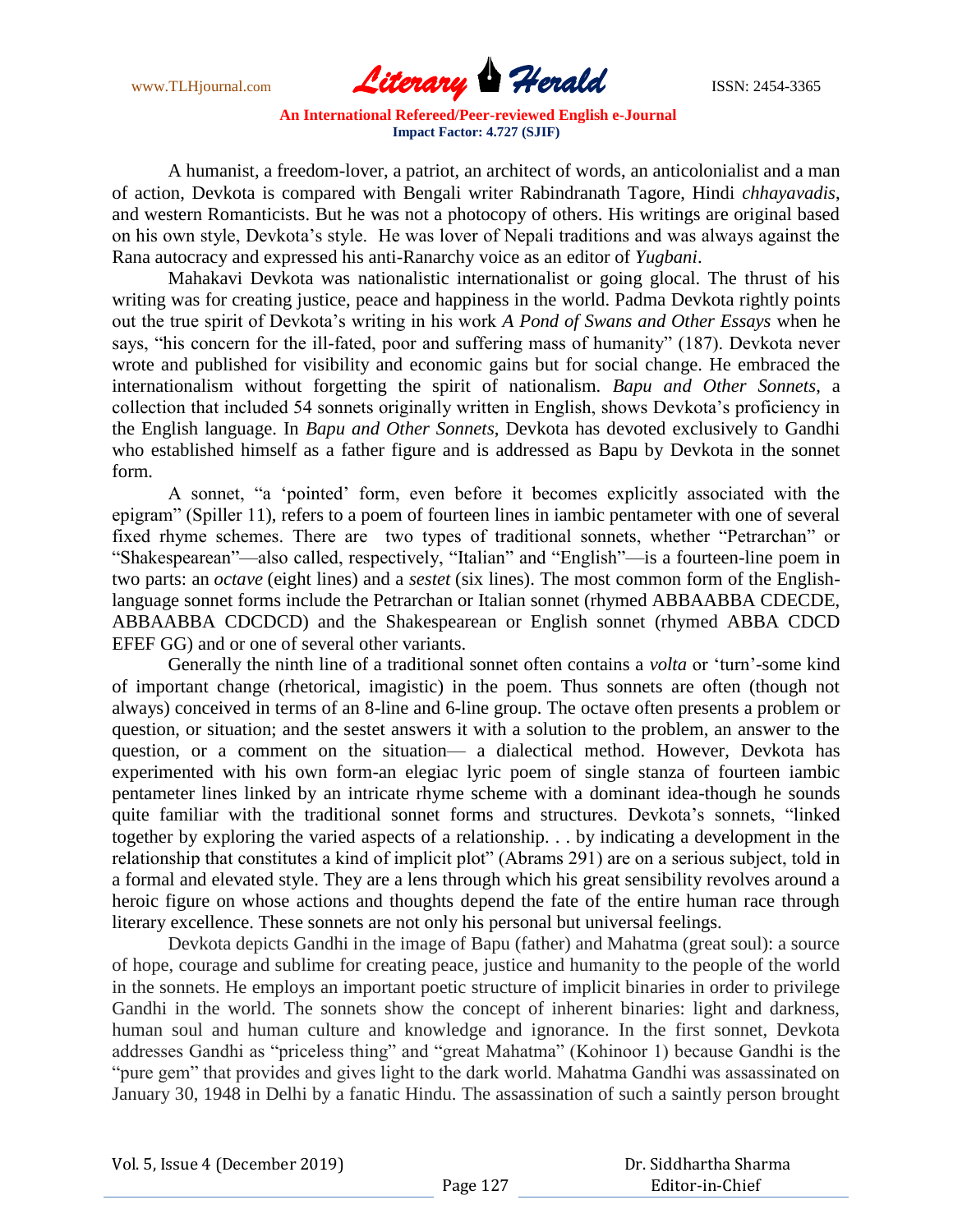A humanist, a freedom-lover, a patriot, an architect of words, an anticolonialist and a man of action, Devkota is compared with Bengali writer Rabindranath Tagore, Hindi *chhayavadis*, and western Romanticists. But he was not a photocopy of others. His writings are original based on his own style, Devkota's style. He was lover of Nepali traditions and was always against the Rana autocracy and expressed his anti-Ranarchy voice as an editor of *Yugbani*.

Mahakavi Devkota was nationalistic internationalist or going glocal. The thrust of his writing was for creating justice, peace and happiness in the world. Padma Devkota rightly points out the true spirit of Devkota's writing in his work *A Pond of Swans and Other Essays* when he says, "his concern for the ill-fated, poor and suffering mass of humanity" (187). Devkota never wrote and published for visibility and economic gains but for social change. He embraced the internationalism without forgetting the spirit of nationalism. *Bapu and Other Sonnets*, a collection that included 54 sonnets originally written in English, shows Devkota's proficiency in the English language. In *Bapu and Other Sonnets*, Devkota has devoted exclusively to Gandhi who established himself as a father figure and is addressed as Bapu by Devkota in the sonnet form.

A sonnet, "a 'pointed' form, even before it becomes explicitly associated with the epigram" (Spiller 11), refers to a poem of fourteen lines in iambic pentameter with one of several fixed rhyme schemes. There are two types of traditional sonnets, whether "Petrarchan" or "Shakespearean"—also called, respectively, "Italian" and "English"—is a fourteen-line poem in two parts: an *octave* (eight lines) and a *sestet* (six lines). The most common form of the English-language sonnet forms include the Petrarchan or Italian sonnet (rhymed ABBAABBA CDECDE, ABBAABBA CDCDCD) and the Shakespearean or English sonnet (rhymed ABBA CDCD EFEF GG) and or one of several other variants.

Generally the ninth line of a traditional sonnet often contains a *volta* or 'turn'-some kind of important change (rhetorical, imagistic) in the poem. Thus sonnets are often (though not always) conceived in terms of an 8-line and 6-line group. The octave often presents a problem or question, or situation; and the sestet answers it with a solution to the problem, an answer to the question, or a comment on the situation— a dialectical method. However, Devkota has experimented with his own form-an elegiac lyric poem of single stanza of fourteen iambic pentameter lines linked by an intricate rhyme scheme with a dominant idea-though he sounds quite familiar with the traditional sonnet forms and structures. Devkota's sonnets, "linked together by exploring the varied aspects of a relationship. . . by indicating a development in the relationship that constitutes a kind of implicit plot" (Abrams 291) are on a serious subject, told in a formal and elevated style. They are a lens through which his great sensibility revolves around a heroic figure on whose actions and thoughts depend the fate of the entire human race through literary excellence. These sonnets are not only his personal but universal feelings.

Devkota depicts Gandhi in the image of Bapu (father) and Mahatma (great soul): a source of hope, courage and sublime for creating peace, justice and humanity to the people of the world in the sonnets. He employs an important poetic structure of implicit binaries in order to privilege Gandhi in the world. The sonnets show the concept of inherent binaries: light and darkness, human soul and human culture and knowledge and ignorance. In the first sonnet, Devkota addresses Gandhi as "priceless thing" and "great Mahatma" (Kohinoor 1) because Gandhi is the "pure gem" that provides and gives light to the dark world. Mahatma Gandhi was assassinated on January 30, 1948 in Delhi by a fanatic Hindu. The assassination of such a saintly person brought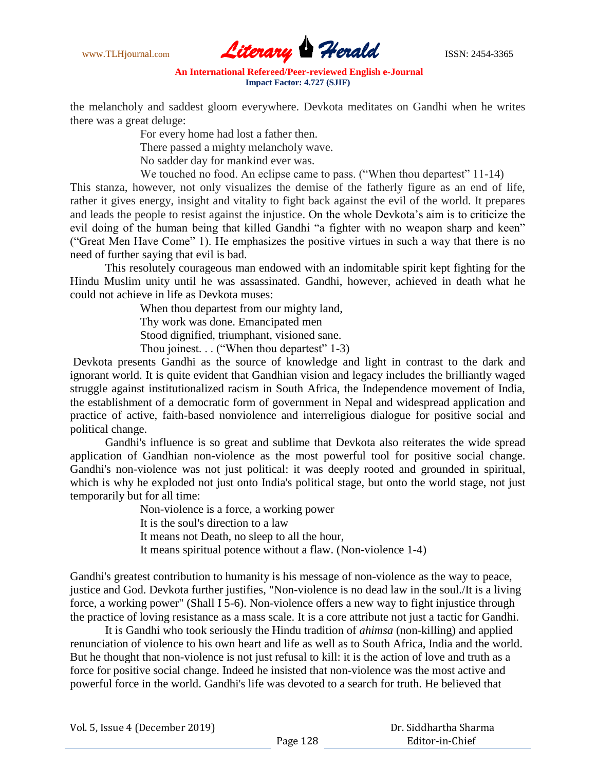the melancholy and saddest gloom everywhere. Devkota meditates on Gandhi when he writes there was a great deluge:

> For every home had lost a father then.
> There passed a mighty melancholy wave.
> No sadder day for mankind ever was.
> We touched no food. An eclipse came to pass. ("When thou departest" 11-14)

This stanza, however, not only visualizes the demise of the fatherly figure as an end of life, rather it gives energy, insight and vitality to fight back against the evil of the world. It prepares and leads the people to resist against the injustice. On the whole Devkota's aim is to criticize the evil doing of the human being that killed Gandhi "a fighter with no weapon sharp and keen" ("Great Men Have Come" 1). He emphasizes the positive virtues in such a way that there is no need of further saying that evil is bad.

This resolutely courageous man endowed with an indomitable spirit kept fighting for the Hindu Muslim unity until he was assassinated. Gandhi, however, achieved in death what he could not achieve in life as Devkota muses:

> When thou departest from our mighty land,
> Thy work was done. Emancipated men
> Stood dignified, triumphant, visioned sane.
> Thou joinest. . . ("When thou departest" 1-3)

Devkota presents Gandhi as the source of knowledge and light in contrast to the dark and ignorant world. It is quite evident that Gandhian vision and legacy includes the brilliantly waged struggle against institutionalized racism in South Africa, the Independence movement of India, the establishment of a democratic form of government in Nepal and widespread application and practice of active, faith-based nonviolence and interreligious dialogue for positive social and political change.

Gandhi's influence is so great and sublime that Devkota also reiterates the wide spread application of Gandhian non-violence as the most powerful tool for positive social change. Gandhi's non-violence was not just political: it was deeply rooted and grounded in spiritual, which is why he exploded not just onto India's political stage, but onto the world stage, not just temporarily but for all time:

> Non-violence is a force, a working power
> It is the soul's direction to a law
> It means not Death, no sleep to all the hour,
> It means spiritual potence without a flaw. (Non-violence 1-4)

Gandhi's greatest contribution to humanity is his message of non-violence as the way to peace, justice and God. Devkota further justifies, "Non-violence is no dead law in the soul./It is a living force, a working power" (Shall I 5-6). Non-violence offers a new way to fight injustice through the practice of loving resistance as a mass scale. It is a core attribute not just a tactic for Gandhi.

It is Gandhi who took seriously the Hindu tradition of *ahimsa* (non-killing) and applied renunciation of violence to his own heart and life as well as to South Africa, India and the world. But he thought that non-violence is not just refusal to kill: it is the action of love and truth as a force for positive social change. Indeed he insisted that non-violence was the most active and powerful force in the world. Gandhi's life was devoted to a search for truth. He believed that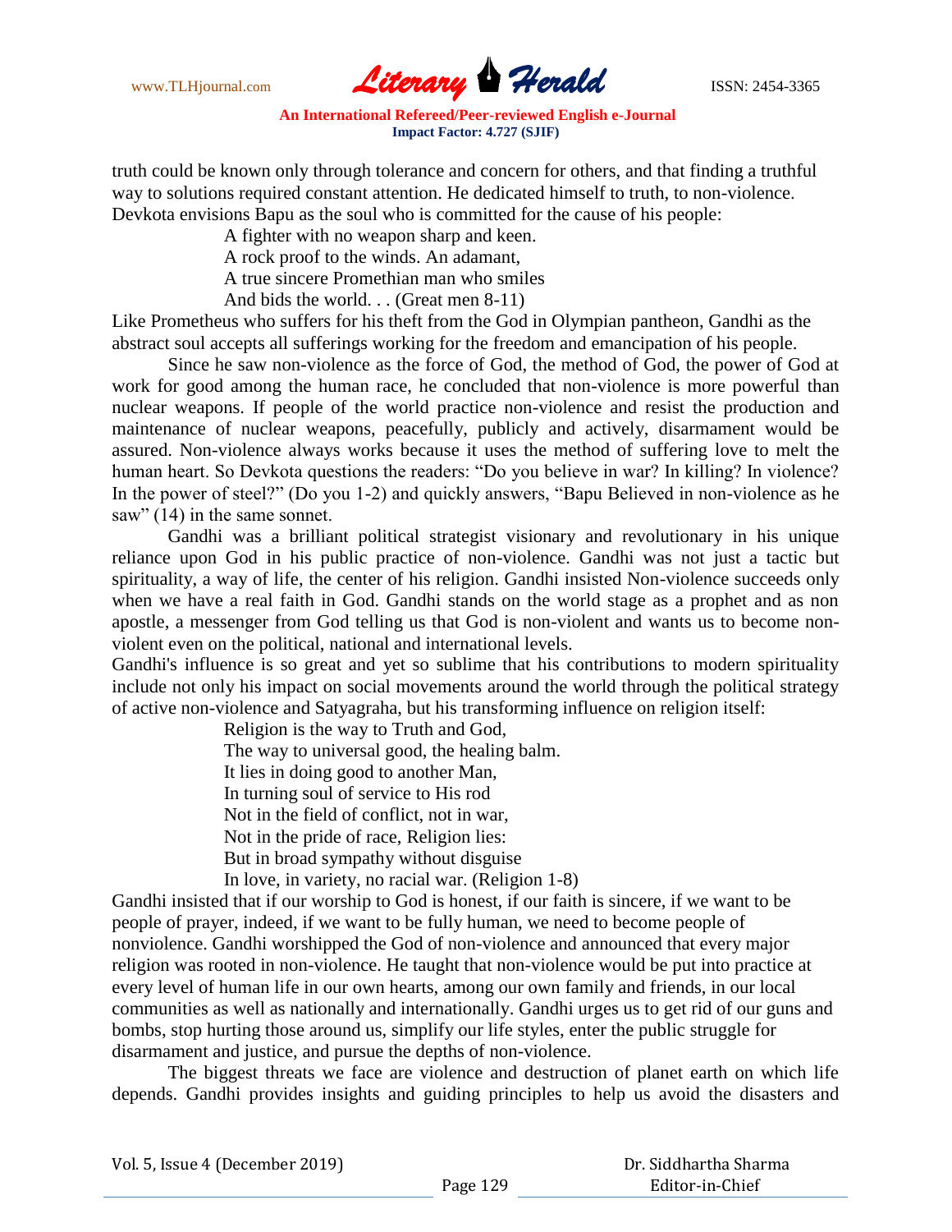truth could be known only through tolerance and concern for others, and that finding a truthful way to solutions required constant attention. He dedicated himself to truth, to non-violence. Devkota envisions Bapu as the soul who is committed for the cause of his people:

> A fighter with no weapon sharp and keen.
> A rock proof to the winds. An adamant,
> A true sincere Promethian man who smiles
> And bids the world. . . (Great men 8-11)

Like Prometheus who suffers for his theft from the God in Olympian pantheon, Gandhi as the abstract soul accepts all sufferings working for the freedom and emancipation of his people.

Since he saw non-violence as the force of God, the method of God, the power of God at work for good among the human race, he concluded that non-violence is more powerful than nuclear weapons. If people of the world practice non-violence and resist the production and maintenance of nuclear weapons, peacefully, publicly and actively, disarmament would be assured. Non-violence always works because it uses the method of suffering love to melt the human heart. So Devkota questions the readers: "Do you believe in war? In killing? In violence? In the power of steel?" (Do you 1-2) and quickly answers, "Bapu Believed in non-violence as he saw" (14) in the same sonnet.

Gandhi was a brilliant political strategist visionary and revolutionary in his unique reliance upon God in his public practice of non-violence. Gandhi was not just a tactic but spirituality, a way of life, the center of his religion. Gandhi insisted Non-violence succeeds only when we have a real faith in God. Gandhi stands on the world stage as a prophet and as non apostle, a messenger from God telling us that God is non-violent and wants us to become non-violent even on the political, national and international levels.

Gandhi's influence is so great and yet so sublime that his contributions to modern spirituality include not only his impact on social movements around the world through the political strategy of active non-violence and Satyagraha, but his transforming influence on religion itself:

> Religion is the way to Truth and God,
> The way to universal good, the healing balm.
> It lies in doing good to another Man,
> In turning soul of service to His rod
> Not in the field of conflict, not in war,
> Not in the pride of race, Religion lies:
> But in broad sympathy without disguise
> In love, in variety, no racial war. (Religion 1-8)

Gandhi insisted that if our worship to God is honest, if our faith is sincere, if we want to be people of prayer, indeed, if we want to be fully human, we need to become people of nonviolence. Gandhi worshipped the God of non-violence and announced that every major religion was rooted in non-violence. He taught that non-violence would be put into practice at every level of human life in our own hearts, among our own family and friends, in our local communities as well as nationally and internationally. Gandhi urges us to get rid of our guns and bombs, stop hurting those around us, simplify our life styles, enter the public struggle for disarmament and justice, and pursue the depths of non-violence.

The biggest threats we face are violence and destruction of planet earth on which life depends. Gandhi provides insights and guiding principles to help us avoid the disasters and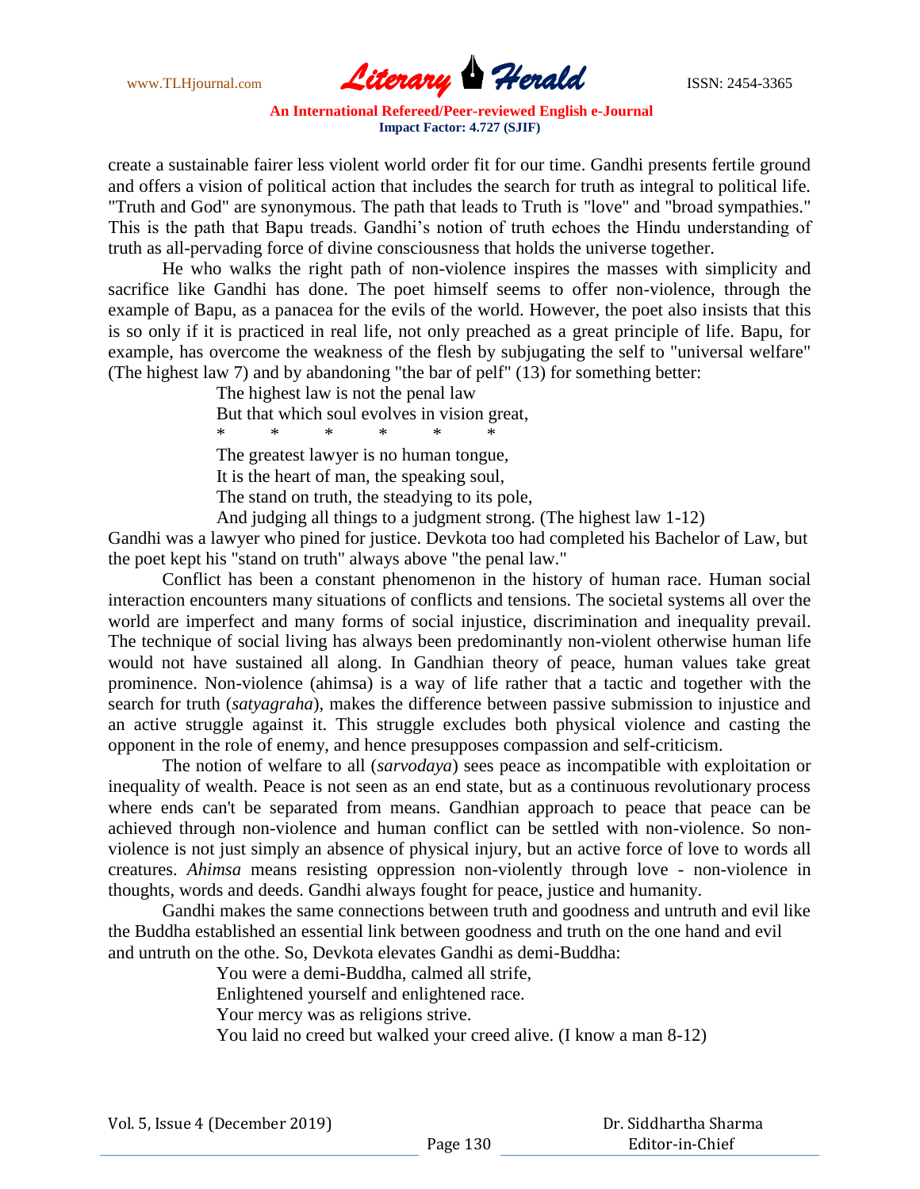create a sustainable fairer less violent world order fit for our time. Gandhi presents fertile ground and offers a vision of political action that includes the search for truth as integral to political life. "Truth and God" are synonymous. The path that leads to Truth is "love" and "broad sympathies." This is the path that Bapu treads. Gandhi's notion of truth echoes the Hindu understanding of truth as all-pervading force of divine consciousness that holds the universe together.

He who walks the right path of non-violence inspires the masses with simplicity and sacrifice like Gandhi has done. The poet himself seems to offer non-violence, through the example of Bapu, as a panacea for the evils of the world. However, the poet also insists that this is so only if it is practiced in real life, not only preached as a great principle of life. Bapu, for example, has overcome the weakness of the flesh by subjugating the self to "universal welfare" (The highest law 7) and by abandoning "the bar of pelf" (13) for something better:

> The highest law is not the penal law
> But that which soul evolves in vision great,
> \*        \*        \*        \*        \*        \*
> The greatest lawyer is no human tongue,
> It is the heart of man, the speaking soul,
> The stand on truth, the steadying to its pole,
> And judging all things to a judgment strong. (The highest law 1-12)

Gandhi was a lawyer who pined for justice. Devkota too had completed his Bachelor of Law, but the poet kept his "stand on truth" always above "the penal law."

Conflict has been a constant phenomenon in the history of human race. Human social interaction encounters many situations of conflicts and tensions. The societal systems all over the world are imperfect and many forms of social injustice, discrimination and inequality prevail. The technique of social living has always been predominantly non-violent otherwise human life would not have sustained all along. In Gandhian theory of peace, human values take great prominence. Non-violence (ahimsa) is a way of life rather that a tactic and together with the search for truth (*satyagraha*), makes the difference between passive submission to injustice and an active struggle against it. This struggle excludes both physical violence and casting the opponent in the role of enemy, and hence presupposes compassion and self-criticism.

The notion of welfare to all (*sarvodaya*) sees peace as incompatible with exploitation or inequality of wealth. Peace is not seen as an end state, but as a continuous revolutionary process where ends can't be separated from means. Gandhian approach to peace that peace can be achieved through non-violence and human conflict can be settled with non-violence. So non-violence is not just simply an absence of physical injury, but an active force of love to words all creatures. *Ahimsa* means resisting oppression non-violently through love - non-violence in thoughts, words and deeds. Gandhi always fought for peace, justice and humanity.

Gandhi makes the same connections between truth and goodness and untruth and evil like the Buddha established an essential link between goodness and truth on the one hand and evil and untruth on the othe. So, Devkota elevates Gandhi as demi-Buddha:

> You were a demi-Buddha, calmed all strife,
> Enlightened yourself and enlightened race.
> Your mercy was as religions strive.
> You laid no creed but walked your creed alive. (I know a man 8-12)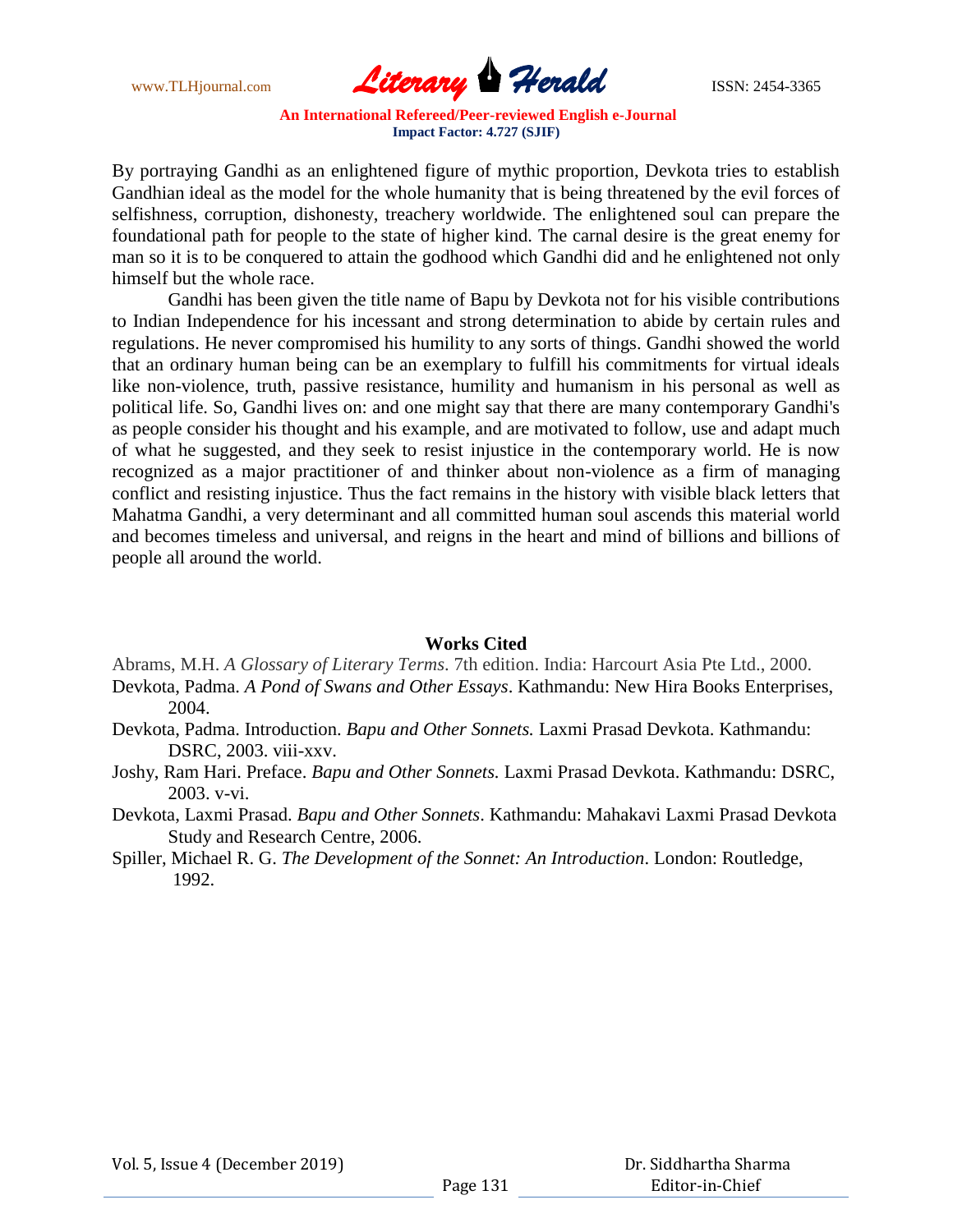By portraying Gandhi as an enlightened figure of mythic proportion, Devkota tries to establish Gandhian ideal as the model for the whole humanity that is being threatened by the evil forces of selfishness, corruption, dishonesty, treachery worldwide. The enlightened soul can prepare the foundational path for people to the state of higher kind. The carnal desire is the great enemy for man so it is to be conquered to attain the godhood which Gandhi did and he enlightened not only himself but the whole race.

Gandhi has been given the title name of Bapu by Devkota not for his visible contributions to Indian Independence for his incessant and strong determination to abide by certain rules and regulations. He never compromised his humility to any sorts of things. Gandhi showed the world that an ordinary human being can be an exemplary to fulfill his commitments for virtual ideals like non-violence, truth, passive resistance, humility and humanism in his personal as well as political life. So, Gandhi lives on: and one might say that there are many contemporary Gandhi's as people consider his thought and his example, and are motivated to follow, use and adapt much of what he suggested, and they seek to resist injustice in the contemporary world. He is now recognized as a major practitioner of and thinker about non-violence as a firm of managing conflict and resisting injustice. Thus the fact remains in the history with visible black letters that Mahatma Gandhi, a very determinant and all committed human soul ascends this material world and becomes timeless and universal, and reigns in the heart and mind of billions and billions of people all around the world.

## Works Cited

Abrams, M.H. *A Glossary of Literary Terms*. 7th edition. India: Harcourt Asia Pte Ltd., 2000.

Devkota, Padma. *A Pond of Swans and Other Essays*. Kathmandu: New Hira Books Enterprises, 2004.

Devkota, Padma. Introduction. *Bapu and Other Sonnets.* Laxmi Prasad Devkota. Kathmandu: DSRC, 2003. viii-xxv.

Joshy, Ram Hari. Preface. *Bapu and Other Sonnets.* Laxmi Prasad Devkota. Kathmandu: DSRC, 2003. v-vi.

Devkota, Laxmi Prasad. *Bapu and Other Sonnets*. Kathmandu: Mahakavi Laxmi Prasad Devkota Study and Research Centre, 2006.

Spiller, Michael R. G. *The Development of the Sonnet: An Introduction*. London: Routledge, 1992.